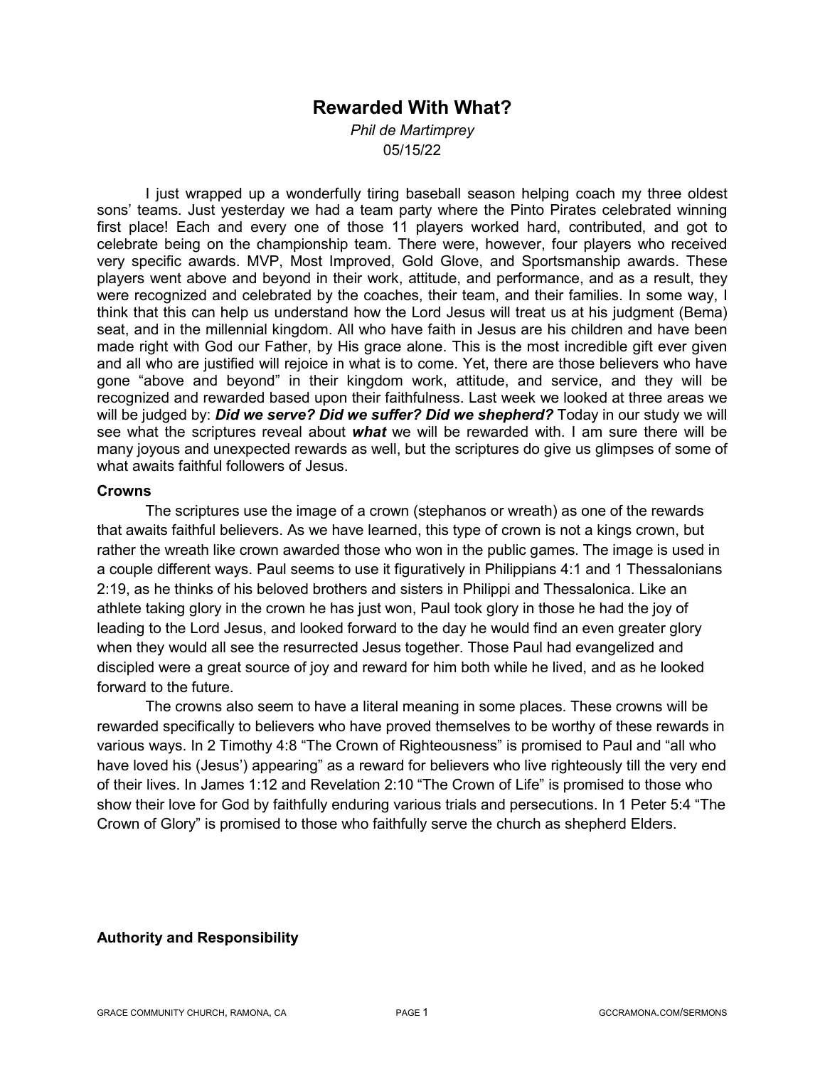# Rewarded With What?

*Phil de Martimprey*
05/15/22

I just wrapped up a wonderfully tiring baseball season helping coach my three oldest sons' teams. Just yesterday we had a team party where the Pinto Pirates celebrated winning first place! Each and every one of those 11 players worked hard, contributed, and got to celebrate being on the championship team. There were, however, four players who received very specific awards. MVP, Most Improved, Gold Glove, and Sportsmanship awards. These players went above and beyond in their work, attitude, and performance, and as a result, they were recognized and celebrated by the coaches, their team, and their families. In some way, I think that this can help us understand how the Lord Jesus will treat us at his judgment (Bema) seat, and in the millennial kingdom. All who have faith in Jesus are his children and have been made right with God our Father, by His grace alone. This is the most incredible gift ever given and all who are justified will rejoice in what is to come. Yet, there are those believers who have gone "above and beyond" in their kingdom work, attitude, and service, and they will be recognized and rewarded based upon their faithfulness. Last week we looked at three areas we will be judged by: ***Did we serve? Did we suffer? Did we shepherd?*** Today in our study we will see what the scriptures reveal about ***what*** we will be rewarded with. I am sure there will be many joyous and unexpected rewards as well, but the scriptures do give us glimpses of some of what awaits faithful followers of Jesus.

### Crowns

The scriptures use the image of a crown (stephanos or wreath) as one of the rewards that awaits faithful believers. As we have learned, this type of crown is not a kings crown, but rather the wreath like crown awarded those who won in the public games. The image is used in a couple different ways. Paul seems to use it figuratively in Philippians 4:1 and 1 Thessalonians 2:19, as he thinks of his beloved brothers and sisters in Philippi and Thessalonica. Like an athlete taking glory in the crown he has just won, Paul took glory in those he had the joy of leading to the Lord Jesus, and looked forward to the day he would find an even greater glory when they would all see the resurrected Jesus together. Those Paul had evangelized and discipled were a great source of joy and reward for him both while he lived, and as he looked forward to the future.

The crowns also seem to have a literal meaning in some places. These crowns will be rewarded specifically to believers who have proved themselves to be worthy of these rewards in various ways. In 2 Timothy 4:8 "The Crown of Righteousness" is promised to Paul and "all who have loved his (Jesus') appearing" as a reward for believers who live righteously till the very end of their lives. In James 1:12 and Revelation 2:10 "The Crown of Life" is promised to those who show their love for God by faithfully enduring various trials and persecutions. In 1 Peter 5:4 "The Crown of Glory" is promised to those who faithfully serve the church as shepherd Elders.

### Authority and Responsibility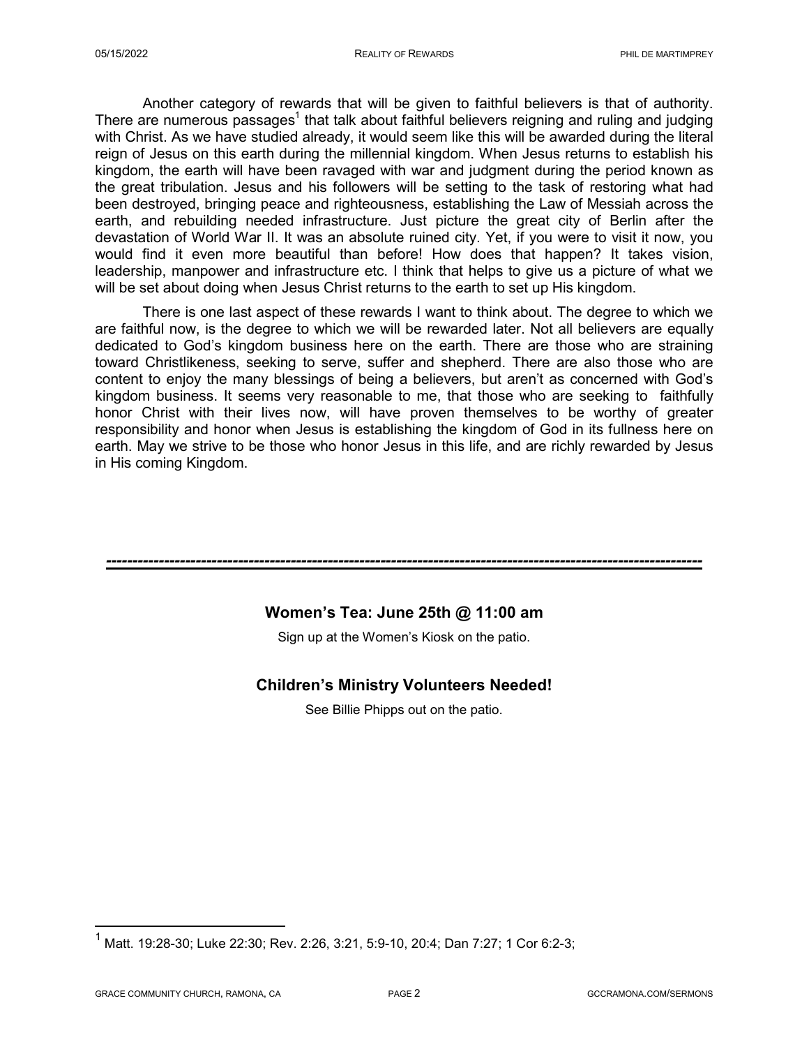Another category of rewards that will be given to faithful believers is that of authority. There are numerous passages[1] that talk about faithful believers reigning and ruling and judging with Christ. As we have studied already, it would seem like this will be awarded during the literal reign of Jesus on this earth during the millennial kingdom. When Jesus returns to establish his kingdom, the earth will have been ravaged with war and judgment during the period known as the great tribulation. Jesus and his followers will be setting to the task of restoring what had been destroyed, bringing peace and righteousness, establishing the Law of Messiah across the earth, and rebuilding needed infrastructure. Just picture the great city of Berlin after the devastation of World War II. It was an absolute ruined city. Yet, if you were to visit it now, you would find it even more beautiful than before! How does that happen? It takes vision, leadership, manpower and infrastructure etc. I think that helps to give us a picture of what we will be set about doing when Jesus Christ returns to the earth to set up His kingdom.

There is one last aspect of these rewards I want to think about. The degree to which we are faithful now, is the degree to which we will be rewarded later. Not all believers are equally dedicated to God's kingdom business here on the earth. There are those who are straining toward Christlikeness, seeking to serve, suffer and shepherd. There are also those who are content to enjoy the many blessings of being a believers, but aren't as concerned with God's kingdom business. It seems very reasonable to me, that those who are seeking to faithfully honor Christ with their lives now, will have proven themselves to be worthy of greater responsibility and honor when Jesus is establishing the kingdom of God in its fullness here on earth. May we strive to be those who honor Jesus in this life, and are richly rewarded by Jesus in His coming Kingdom.

---

**Women's Tea: June 25th @ 11:00 am**

Sign up at the Women's Kiosk on the patio.

**Children's Ministry Volunteers Needed!**

See Billie Phipps out on the patio.

[1] Matt. 19:28-30; Luke 22:30; Rev. 2:26, 3:21, 5:9-10, 20:4; Dan 7:27; 1 Cor 6:2-3;